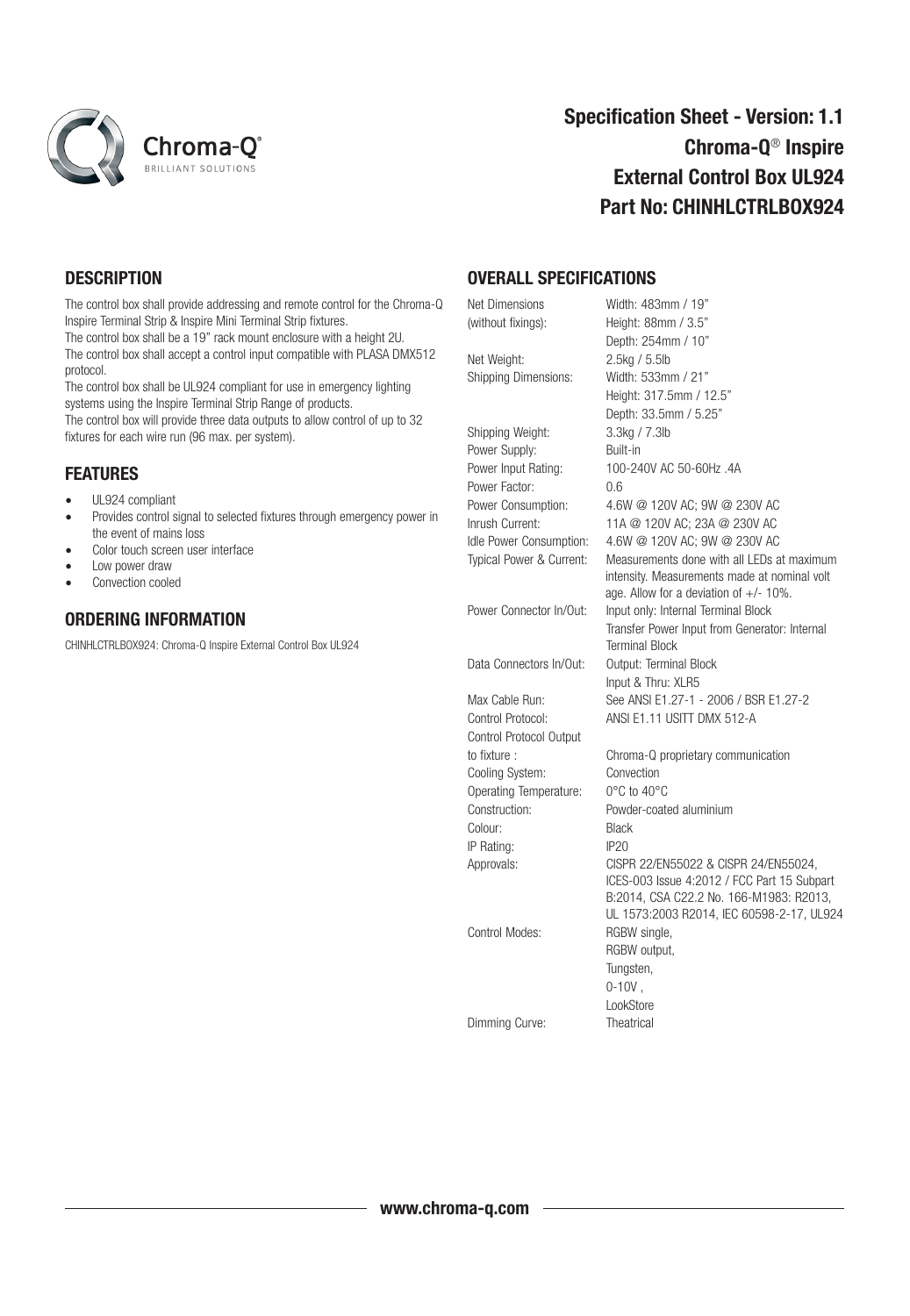# Specification Sheet - Version: 1.1
# Chroma-Q® Inspire External Control Box UL924
# Part No: CHINHLCTRLBOX924

## DESCRIPTION

The control box shall provide addressing and remote control for the Chroma-Q Inspire Terminal Strip & Inspire Mini Terminal Strip fixtures.
The control box shall be a 19" rack mount enclosure with a height 2U.
The control box shall accept a control input compatible with PLASA DMX512 protocol.
The control box shall be UL924 compliant for use in emergency lighting systems using the Inspire Terminal Strip Range of products.
The control box will provide three data outputs to allow control of up to 32 fixtures for each wire run (96 max. per system).

## FEATURES

- UL924 compliant
- Provides control signal to selected fixtures through emergency power in the event of mains loss
- Color touch screen user interface
- Low power draw
- Convection cooled

## ORDERING INFORMATION

CHINHLCTRLBOX924: Chroma-Q Inspire External Control Box UL924

## OVERALL SPECIFICATIONS

| | |
|---|---|
| Net Dimensions (without fixings): | Width: 483mm / 19"<br>Height: 88mm / 3.5"<br>Depth: 254mm / 10" |
| Net Weight: | 2.5kg / 5.5lb |
| Shipping Dimensions: | Width: 533mm / 21"<br>Height: 317.5mm / 12.5"<br>Depth: 33.5mm / 5.25" |
| Shipping Weight: | 3.3kg / 7.3lb |
| Power Supply: | Built-in |
| Power Input Rating: | 100-240V AC 50-60Hz .4A |
| Power Factor: | 0.6 |
| Power Consumption: | 4.6W @ 120V AC; 9W @ 230V AC |
| Inrush Current: | 11A @ 120V AC; 23A @ 230V AC |
| Idle Power Consumption: | 4.6W @ 120V AC; 9W @ 230V AC |
| Typical Power & Current: | Measurements done with all LEDs at maximum intensity. Measurements made at nominal volt age. Allow for a deviation of +/- 10%. |
| Power Connector In/Out: | Input only: Internal Terminal Block<br>Transfer Power Input from Generator: Internal Terminal Block |
| Data Connectors In/Out: | Output: Terminal Block<br>Input & Thru: XLR5 |
| Max Cable Run: | See ANSI E1.27-1 - 2006 / BSR E1.27-2 |
| Control Protocol: | ANSI E1.11 USITT DMX 512-A |
| Control Protocol Output to fixture : | Chroma-Q proprietary communication |
| Cooling System: | Convection |
| Operating Temperature: | 0°C to 40°C |
| Construction: | Powder-coated aluminium |
| Colour: | Black |
| IP Rating: | IP20 |
| Approvals: | CISPR 22/EN55022 & CISPR 24/EN55024, ICES-003 Issue 4:2012 / FCC Part 15 Subpart B:2014, CSA C22.2 No. 166-M1983: R2013, UL 1573:2003 R2014, IEC 60598-2-17, UL924 |
| Control Modes: | RGBW single,<br>RGBW output,<br>Tungsten,<br>0-10V ,<br>LookStore |
| Dimming Curve: | Theatrical |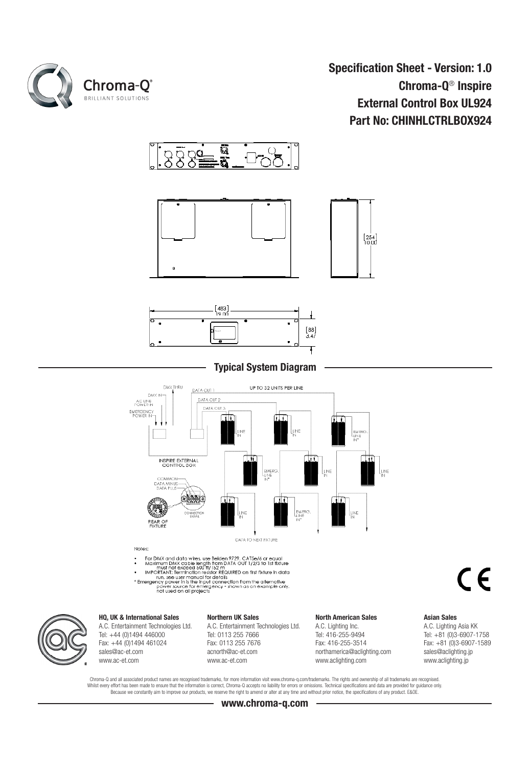## Specification Sheet - Version: 1.0
## Chroma-Q® Inspire
## External Control Box UL924
## Part No: CHINHLCTRLBOX924

[254]
10.00

[483]
19.00

[88]
3.47

## Typical System Diagram

DMX THRU
DMX IN
AC LINE POWER IN
EMERGENCY POWER IN
DATA OUT 1
DATA OUT 2
DATA OUT 3
UP TO 32 UNITS PER LINE
LINE IN
EMERG. LINE IN*
INSPIRE EXTERNAL CONTROL BOX
COMMON
DATA MINUS
DATA PLUS
CONNECTION DETAIL
REAR OF FIXTURE
DATA TO NEXT FIXTURE

Notes:

- For DMX and data wires, use Belden 9729, CAT5e/6 or equal
- Maximum DMX cable length from DATA OUT 1/2/3 to 1st fixture must not exceed 500 ft/152 m
- IMPORTANT: Termination resistor REQUIRED on first fixture in data run, see user manual for details

\* Emergency power in is the input connection from the alternative power source for emergency - shown as an example only, not used on all projects

**HQ, UK & International Sales**
A.C. Entertainment Technologies Ltd.
Tel: +44 (0)1494 446000
Fax: +44 (0)1494 461024
sales@ac-et.com
www.ac-et.com

**Northern UK Sales**
A.C. Entertainment Technologies Ltd.
Tel: 0113 255 7666
Fax: 0113 255 7676
acnorth@ac-et.com
www.ac-et.com

**North American Sales**
A.C. Lighting Inc.
Tel: 416-255-9494
Fax: 416-255-3514
northamerica@aclighting.com
www.aclighting.com

**Asian Sales**
A.C. Lighting Asia KK
Tel: +81 (0)3-6907-1758
Fax: +81 (0)3-6907-1589
sales@aclighting.jp
www.aclighting.jp

Chroma-Q and all associated product names are recognised trademarks, for more information visit www.chroma-q.com/trademarks. The rights and ownership of all trademarks are recognised. Whilst every effort has been made to ensure that the information is correct, Chroma-Q accepts no liability for errors or omissions. Technical specifications and data are provided for guidance only. Because we constantly aim to improve our products, we reserve the right to amend or alter at any time and without prior notice, the specifications of any product. E&OE.

**www.chroma-q.com**